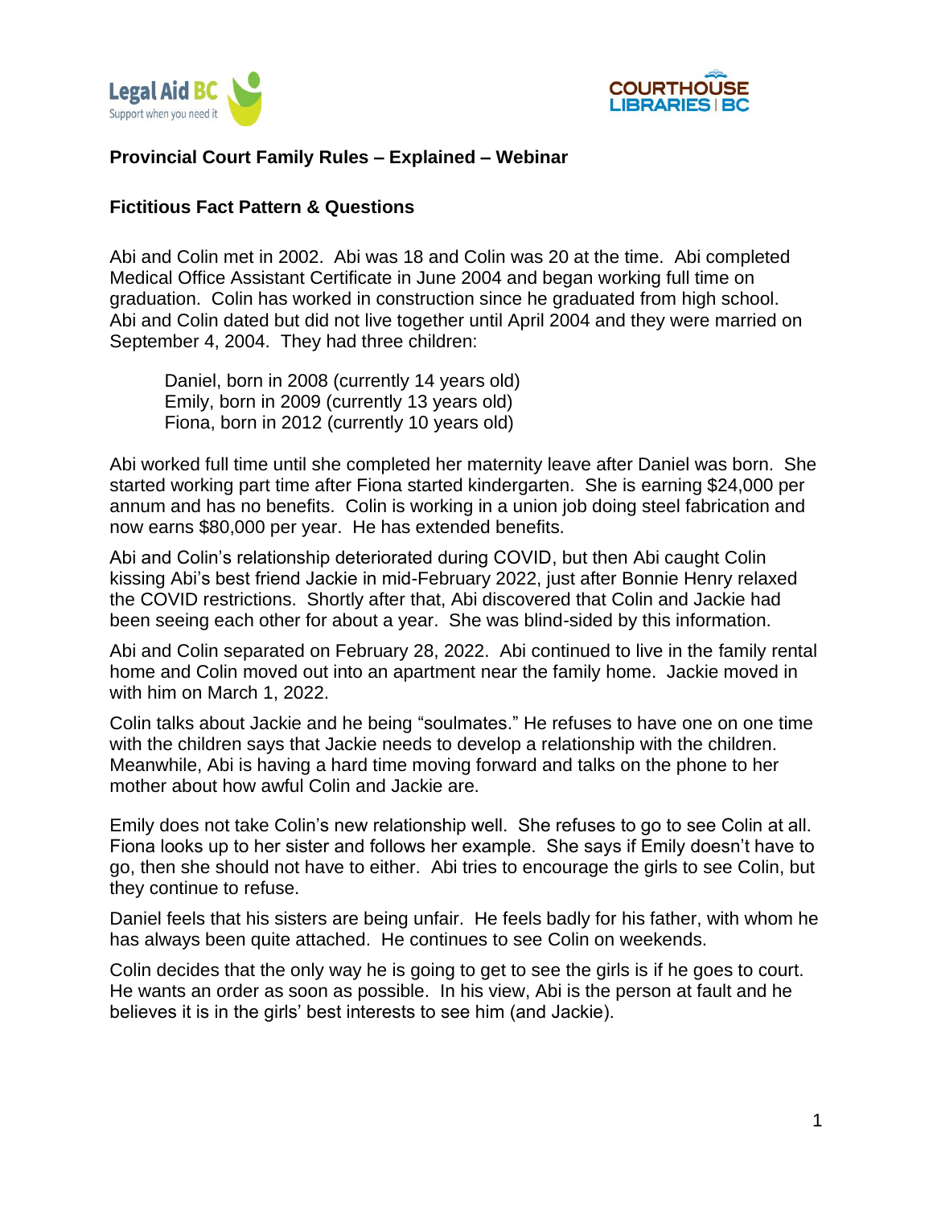Legal Aid BC
Support when you need it

COURTHOUSE LIBRARIES | BC

**Provincial Court Family Rules – Explained – Webinar**

**Fictitious Fact Pattern & Questions**

Abi and Colin met in 2002. Abi was 18 and Colin was 20 at the time. Abi completed Medical Office Assistant Certificate in June 2004 and began working full time on graduation. Colin has worked in construction since he graduated from high school. Abi and Colin dated but did not live together until April 2004 and they were married on September 4, 2004. They had three children:

> Daniel, born in 2008 (currently 14 years old)
> Emily, born in 2009 (currently 13 years old)
> Fiona, born in 2012 (currently 10 years old)

Abi worked full time until she completed her maternity leave after Daniel was born. She started working part time after Fiona started kindergarten. She is earning $24,000 per annum and has no benefits. Colin is working in a union job doing steel fabrication and now earns $80,000 per year. He has extended benefits.

Abi and Colin's relationship deteriorated during COVID, but then Abi caught Colin kissing Abi's best friend Jackie in mid-February 2022, just after Bonnie Henry relaxed the COVID restrictions. Shortly after that, Abi discovered that Colin and Jackie had been seeing each other for about a year. She was blind-sided by this information.

Abi and Colin separated on February 28, 2022. Abi continued to live in the family rental home and Colin moved out into an apartment near the family home. Jackie moved in with him on March 1, 2022.

Colin talks about Jackie and he being "soulmates." He refuses to have one on one time with the children says that Jackie needs to develop a relationship with the children. Meanwhile, Abi is having a hard time moving forward and talks on the phone to her mother about how awful Colin and Jackie are.

Emily does not take Colin's new relationship well. She refuses to go to see Colin at all. Fiona looks up to her sister and follows her example. She says if Emily doesn't have to go, then she should not have to either. Abi tries to encourage the girls to see Colin, but they continue to refuse.

Daniel feels that his sisters are being unfair. He feels badly for his father, with whom he has always been quite attached. He continues to see Colin on weekends.

Colin decides that the only way he is going to get to see the girls is if he goes to court. He wants an order as soon as possible. In his view, Abi is the person at fault and he believes it is in the girls' best interests to see him (and Jackie).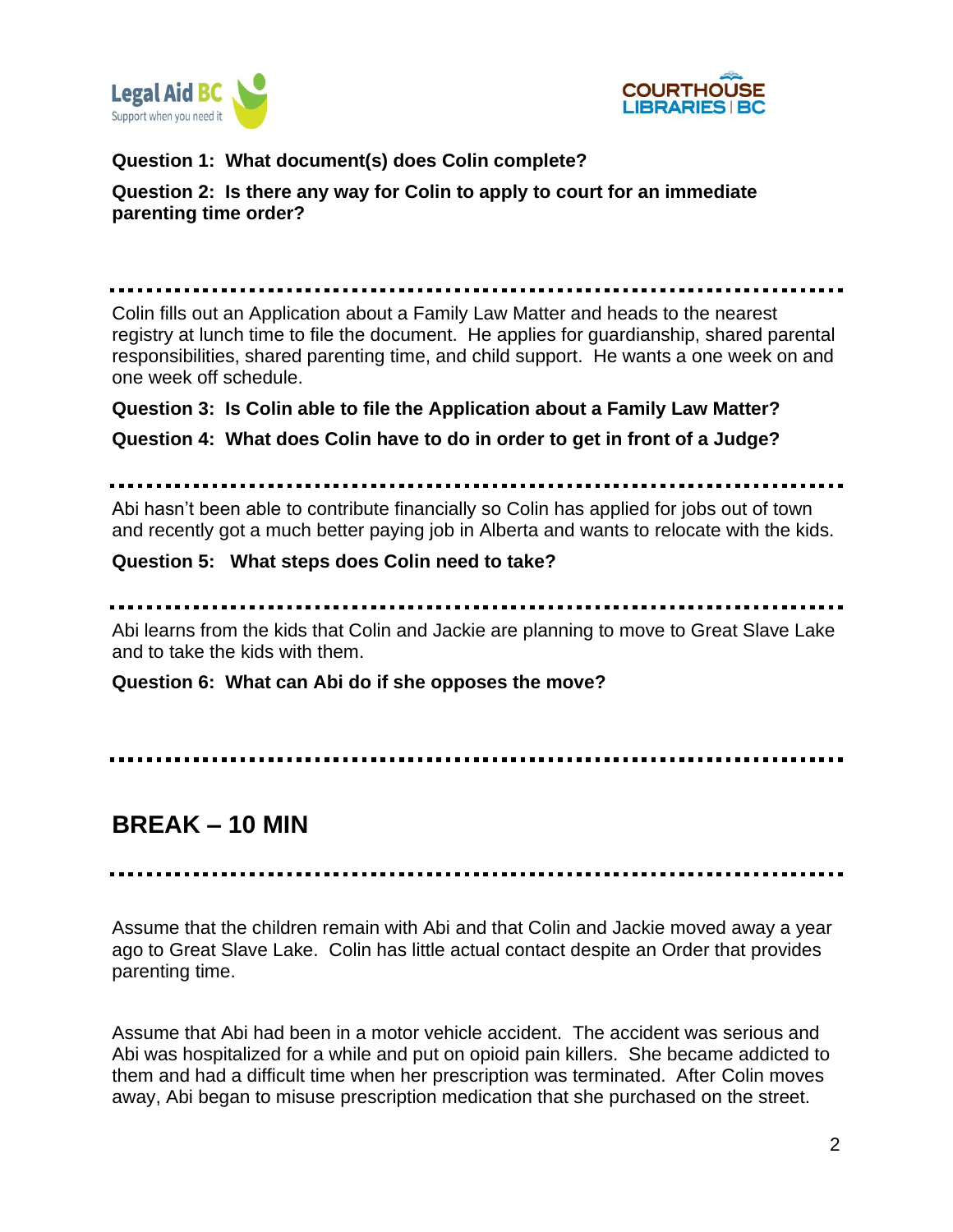**Question 1: What document(s) does Colin complete?**

**Question 2: Is there any way for Colin to apply to court for an immediate parenting time order?**

---

Colin fills out an Application about a Family Law Matter and heads to the nearest registry at lunch time to file the document. He applies for guardianship, shared parental responsibilities, shared parenting time, and child support. He wants a one week on and one week off schedule.

**Question 3: Is Colin able to file the Application about a Family Law Matter?**

**Question 4: What does Colin have to do in order to get in front of a Judge?**

---

Abi hasn't been able to contribute financially so Colin has applied for jobs out of town and recently got a much better paying job in Alberta and wants to relocate with the kids.

**Question 5: What steps does Colin need to take?**

---

Abi learns from the kids that Colin and Jackie are planning to move to Great Slave Lake and to take the kids with them.

**Question 6: What can Abi do if she opposes the move?**

---

## BREAK – 10 MIN

---

Assume that the children remain with Abi and that Colin and Jackie moved away a year ago to Great Slave Lake. Colin has little actual contact despite an Order that provides parenting time.

Assume that Abi had been in a motor vehicle accident. The accident was serious and Abi was hospitalized for a while and put on opioid pain killers. She became addicted to them and had a difficult time when her prescription was terminated. After Colin moves away, Abi began to misuse prescription medication that she purchased on the street.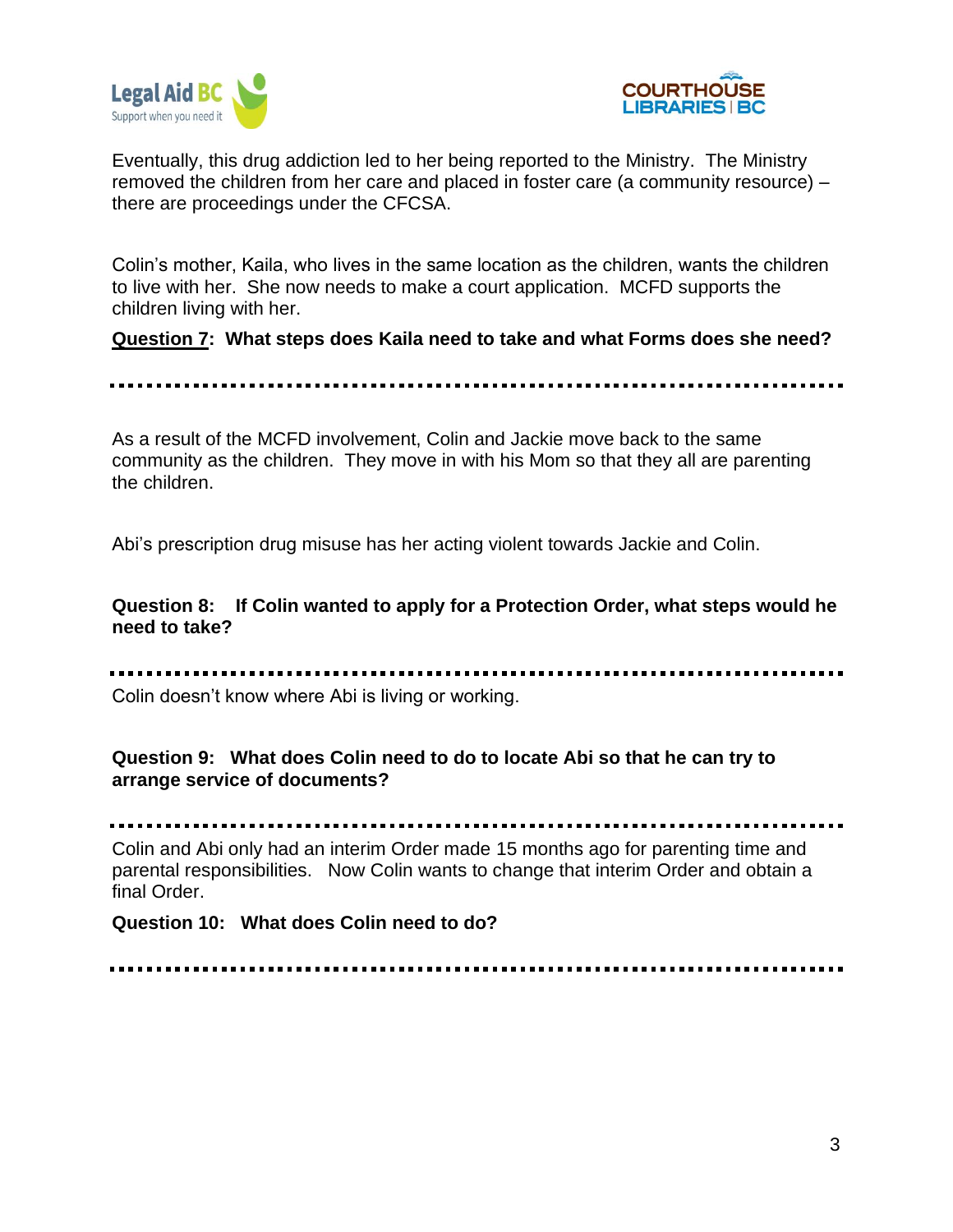Eventually, this drug addiction led to her being reported to the Ministry. The Ministry removed the children from her care and placed in foster care (a community resource) – there are proceedings under the CFCSA.

Colin's mother, Kaila, who lives in the same location as the children, wants the children to live with her. She now needs to make a court application. MCFD supports the children living with her.

**<u>Question 7</u>: What steps does Kaila need to take and what Forms does she need?**

---

As a result of the MCFD involvement, Colin and Jackie move back to the same community as the children. They move in with his Mom so that they all are parenting the children.

Abi's prescription drug misuse has her acting violent towards Jackie and Colin.

**Question 8: If Colin wanted to apply for a Protection Order, what steps would he need to take?**

---

Colin doesn't know where Abi is living or working.

**Question 9: What does Colin need to do to locate Abi so that he can try to arrange service of documents?**

---

Colin and Abi only had an interim Order made 15 months ago for parenting time and parental responsibilities. Now Colin wants to change that interim Order and obtain a final Order.

**Question 10: What does Colin need to do?**

---